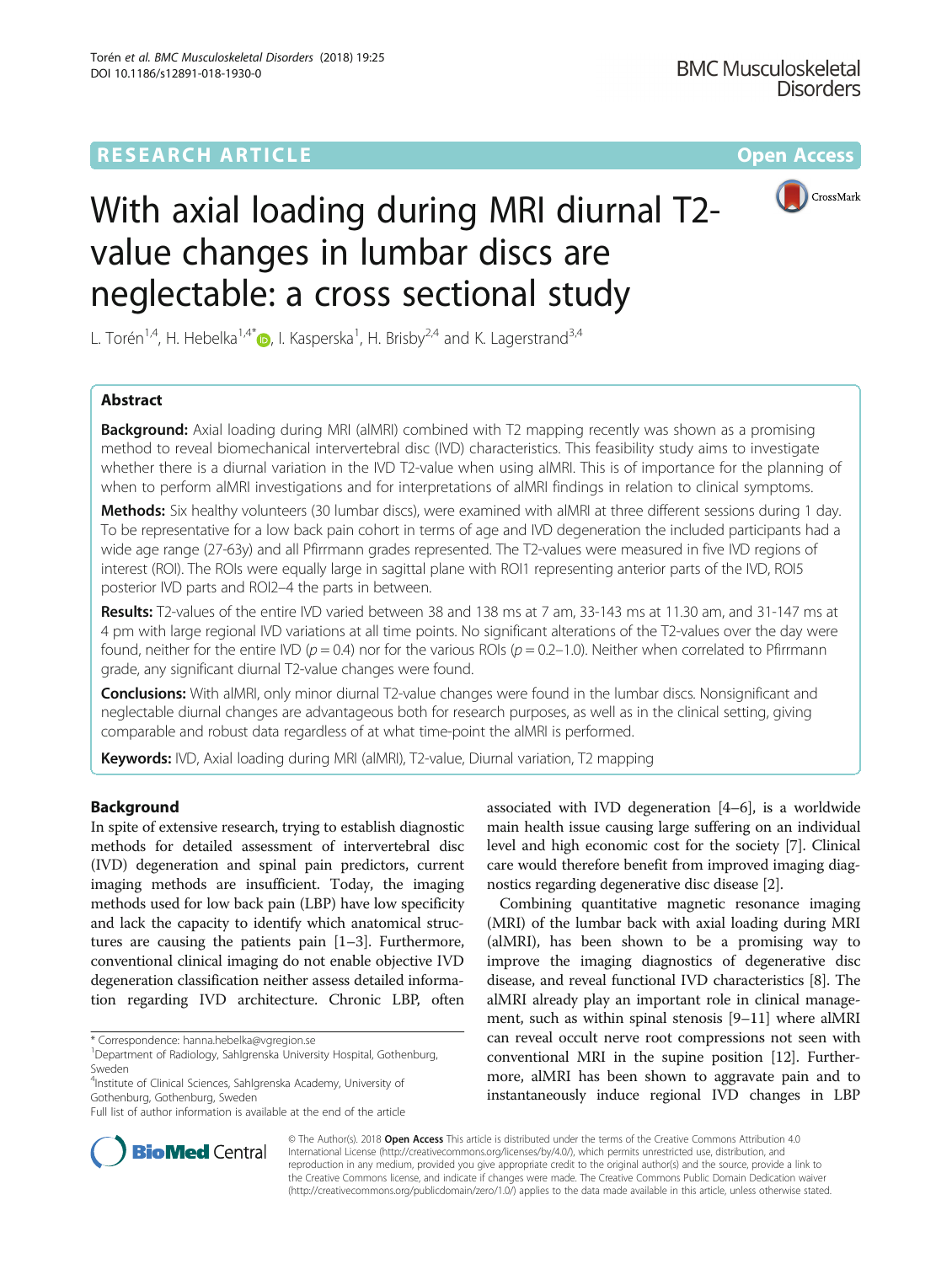RESEARCH ARTICLE

Open Access

# With axial loading during MRI diurnal T2-value changes in lumbar discs are neglectable: a cross sectional study

L. Torén[1,4], H. Hebelka[1,4*], I. Kasperska[1], H. Brisby[2,4] and K. Lagerstrand[3,4]

## Abstract

**Background:** Axial loading during MRI (alMRI) combined with T2 mapping recently was shown as a promising method to reveal biomechanical intervertebral disc (IVD) characteristics. This feasibility study aims to investigate whether there is a diurnal variation in the IVD T2-value when using alMRI. This is of importance for the planning of when to perform alMRI investigations and for interpretations of alMRI findings in relation to clinical symptoms.

**Methods:** Six healthy volunteers (30 lumbar discs), were examined with alMRI at three different sessions during 1 day. To be representative for a low back pain cohort in terms of age and IVD degeneration the included participants had a wide age range (27-63y) and all Pfirrmann grades represented. The T2-values were measured in five IVD regions of interest (ROI). The ROIs were equally large in sagittal plane with ROI1 representing anterior parts of the IVD, ROI5 posterior IVD parts and ROI2–4 the parts in between.

**Results:** T2-values of the entire IVD varied between 38 and 138 ms at 7 am, 33-143 ms at 11.30 am, and 31-147 ms at 4 pm with large regional IVD variations at all time points. No significant alterations of the T2-values over the day were found, neither for the entire IVD ($p = 0.4$) nor for the various ROIs ($p = 0.2$–$1.0$). Neither when correlated to Pfirrmann grade, any significant diurnal T2-value changes were found.

**Conclusions:** With alMRI, only minor diurnal T2-value changes were found in the lumbar discs. Nonsignificant and neglectable diurnal changes are advantageous both for research purposes, as well as in the clinical setting, giving comparable and robust data regardless of at what time-point the alMRI is performed.

**Keywords:** IVD, Axial loading during MRI (alMRI), T2-value, Diurnal variation, T2 mapping

## Background

In spite of extensive research, trying to establish diagnostic methods for detailed assessment of intervertebral disc (IVD) degeneration and spinal pain predictors, current imaging methods are insufficient. Today, the imaging methods used for low back pain (LBP) have low specificity and lack the capacity to identify which anatomical structures are causing the patients pain [1–3]. Furthermore, conventional clinical imaging do not enable objective IVD degeneration classification neither assess detailed information regarding IVD architecture. Chronic LBP, often associated with IVD degeneration [4–6], is a worldwide main health issue causing large suffering on an individual level and high economic cost for the society [7]. Clinical care would therefore benefit from improved imaging diagnostics regarding degenerative disc disease [2].

Combining quantitative magnetic resonance imaging (MRI) of the lumbar back with axial loading during MRI (alMRI), has been shown to be a promising way to improve the imaging diagnostics of degenerative disc disease, and reveal functional IVD characteristics [8]. The alMRI already play an important role in clinical management, such as within spinal stenosis [9–11] where alMRI can reveal occult nerve root compressions not seen with conventional MRI in the supine position [12]. Furthermore, alMRI has been shown to aggravate pain and to instantaneously induce regional IVD changes in LBP

* Correspondence: hanna.hebelka@vgregion.se

[1]Department of Radiology, Sahlgrenska University Hospital, Gothenburg, Sweden

[4]Institute of Clinical Sciences, Sahlgrenska Academy, University of Gothenburg, Gothenburg, Sweden

Full list of author information is available at the end of the article

© The Author(s). 2018 **Open Access** This article is distributed under the terms of the Creative Commons Attribution 4.0 International License (http://creativecommons.org/licenses/by/4.0/), which permits unrestricted use, distribution, and reproduction in any medium, provided you give appropriate credit to the original author(s) and the source, provide a link to the Creative Commons license, and indicate if changes were made. The Creative Commons Public Domain Dedication waiver (http://creativecommons.org/publicdomain/zero/1.0/) applies to the data made available in this article, unless otherwise stated.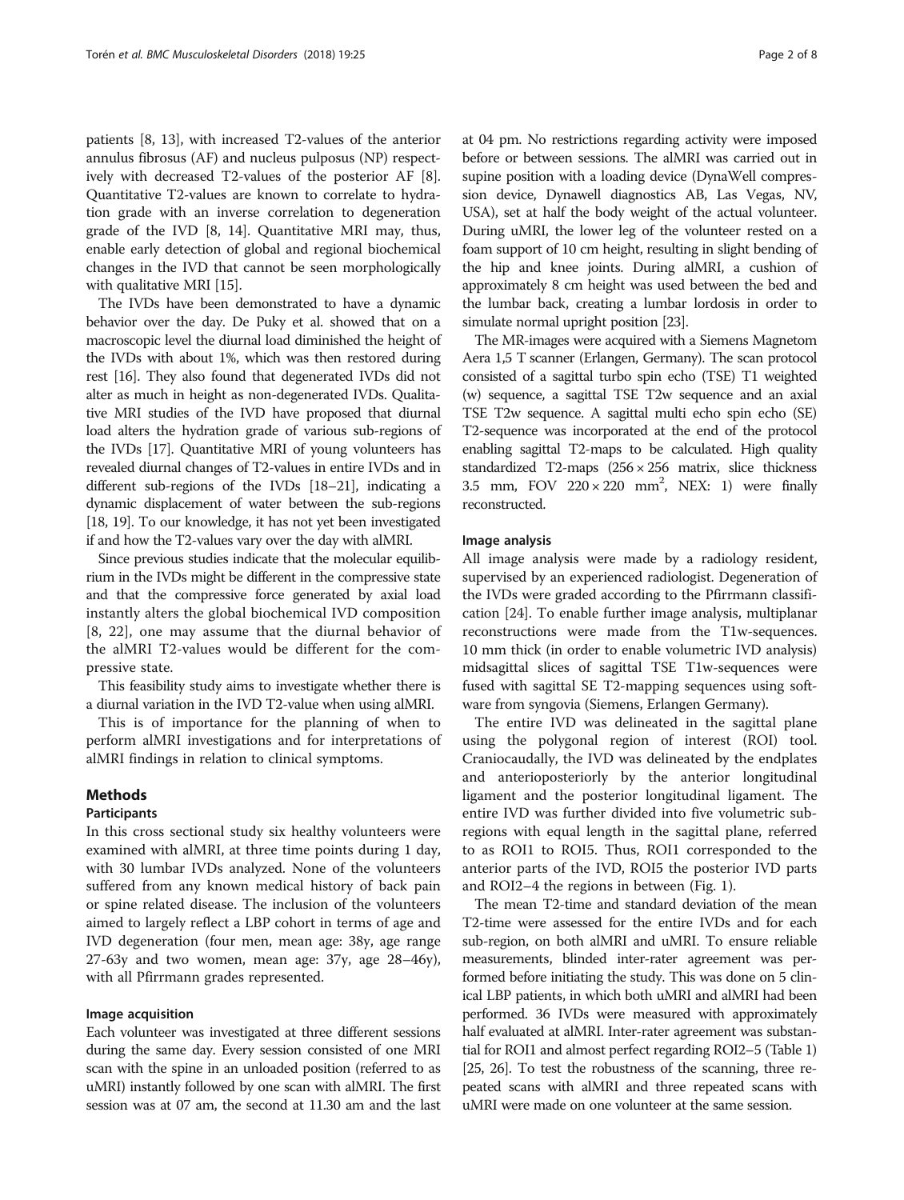patients [8, 13], with increased T2-values of the anterior annulus fibrosus (AF) and nucleus pulposus (NP) respectively with decreased T2-values of the posterior AF [8]. Quantitative T2-values are known to correlate to hydration grade with an inverse correlation to degeneration grade of the IVD [8, 14]. Quantitative MRI may, thus, enable early detection of global and regional biochemical changes in the IVD that cannot be seen morphologically with qualitative MRI [15].

The IVDs have been demonstrated to have a dynamic behavior over the day. De Puky et al. showed that on a macroscopic level the diurnal load diminished the height of the IVDs with about 1%, which was then restored during rest [16]. They also found that degenerated IVDs did not alter as much in height as non-degenerated IVDs. Qualitative MRI studies of the IVD have proposed that diurnal load alters the hydration grade of various sub-regions of the IVDs [17]. Quantitative MRI of young volunteers has revealed diurnal changes of T2-values in entire IVDs and in different sub-regions of the IVDs [18–21], indicating a dynamic displacement of water between the sub-regions [18, 19]. To our knowledge, it has not yet been investigated if and how the T2-values vary over the day with alMRI.

Since previous studies indicate that the molecular equilibrium in the IVDs might be different in the compressive state and that the compressive force generated by axial load instantly alters the global biochemical IVD composition [8, 22], one may assume that the diurnal behavior of the alMRI T2-values would be different for the compressive state.

This feasibility study aims to investigate whether there is a diurnal variation in the IVD T2-value when using alMRI.

This is of importance for the planning of when to perform alMRI investigations and for interpretations of alMRI findings in relation to clinical symptoms.

## Methods

### Participants

In this cross sectional study six healthy volunteers were examined with alMRI, at three time points during 1 day, with 30 lumbar IVDs analyzed. None of the volunteers suffered from any known medical history of back pain or spine related disease. The inclusion of the volunteers aimed to largely reflect a LBP cohort in terms of age and IVD degeneration (four men, mean age: 38y, age range 27-63y and two women, mean age: 37y, age 28–46y), with all Pfirrmann grades represented.

### Image acquisition

Each volunteer was investigated at three different sessions during the same day. Every session consisted of one MRI scan with the spine in an unloaded position (referred to as uMRI) instantly followed by one scan with alMRI. The first session was at 07 am, the second at 11.30 am and the last at 04 pm. No restrictions regarding activity were imposed before or between sessions. The alMRI was carried out in supine position with a loading device (DynaWell compression device, Dynawell diagnostics AB, Las Vegas, NV, USA), set at half the body weight of the actual volunteer. During uMRI, the lower leg of the volunteer rested on a foam support of 10 cm height, resulting in slight bending of the hip and knee joints. During alMRI, a cushion of approximately 8 cm height was used between the bed and the lumbar back, creating a lumbar lordosis in order to simulate normal upright position [23].

The MR-images were acquired with a Siemens Magnetom Aera 1,5 T scanner (Erlangen, Germany). The scan protocol consisted of a sagittal turbo spin echo (TSE) T1 weighted (w) sequence, a sagittal TSE T2w sequence and an axial TSE T2w sequence. A sagittal multi echo spin echo (SE) T2-sequence was incorporated at the end of the protocol enabling sagittal T2-maps to be calculated. High quality standardized T2-maps ($256 \times 256$ matrix, slice thickness 3.5 mm, FOV $220 \times 220$ mm$^2$, NEX: 1) were finally reconstructed.

### Image analysis

All image analysis were made by a radiology resident, supervised by an experienced radiologist. Degeneration of the IVDs were graded according to the Pfirrmann classification [24]. To enable further image analysis, multiplanar reconstructions were made from the T1w-sequences. 10 mm thick (in order to enable volumetric IVD analysis) midsagittal slices of sagittal TSE T1w-sequences were fused with sagittal SE T2-mapping sequences using software from syngovia (Siemens, Erlangen Germany).

The entire IVD was delineated in the sagittal plane using the polygonal region of interest (ROI) tool. Craniocaudally, the IVD was delineated by the endplates and anterioposteriorly by the anterior longitudinal ligament and the posterior longitudinal ligament. The entire IVD was further divided into five volumetric subregions with equal length in the sagittal plane, referred to as ROI1 to ROI5. Thus, ROI1 corresponded to the anterior parts of the IVD, ROI5 the posterior IVD parts and ROI2–4 the regions in between (Fig. 1).

The mean T2-time and standard deviation of the mean T2-time were assessed for the entire IVDs and for each sub-region, on both alMRI and uMRI. To ensure reliable measurements, blinded inter-rater agreement was performed before initiating the study. This was done on 5 clinical LBP patients, in which both uMRI and alMRI had been performed. 36 IVDs were measured with approximately half evaluated at alMRI. Inter-rater agreement was substantial for ROI1 and almost perfect regarding ROI2–5 (Table 1) [25, 26]. To test the robustness of the scanning, three repeated scans with alMRI and three repeated scans with uMRI were made on one volunteer at the same session.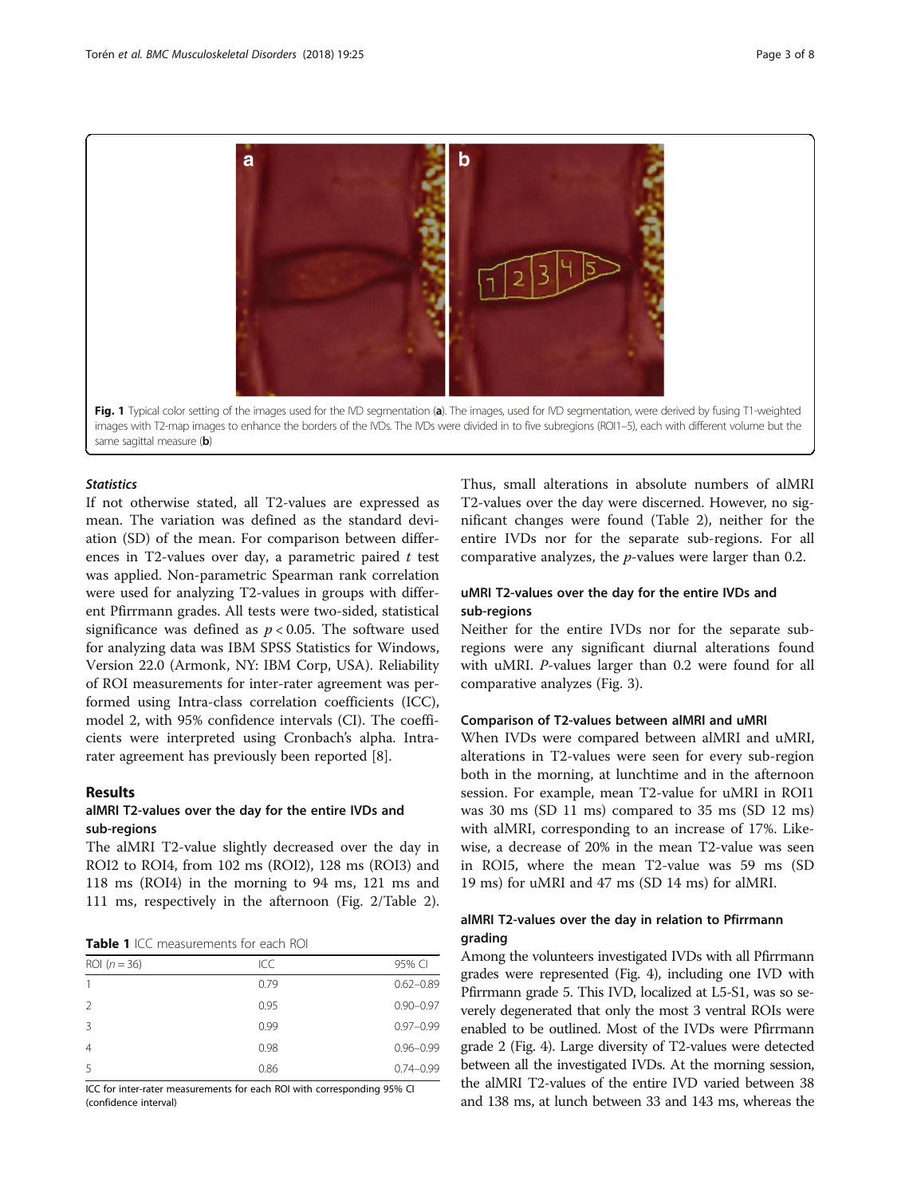**Fig. 1** Typical color setting of the images used for the IVD segmentation (**a**). The images, used for IVD segmentation, were derived by fusing T1-weighted images with T2-map images to enhance the borders of the IVDs. The IVDs were divided in to five subregions (ROI1–5), each with different volume but the same sagittal measure (**b**)

### *Statistics*

If not otherwise stated, all T2-values are expressed as mean. The variation was defined as the standard deviation (SD) of the mean. For comparison between differences in T2-values over day, a parametric paired *t* test was applied. Non-parametric Spearman rank correlation were used for analyzing T2-values in groups with different Pfirrmann grades. All tests were two-sided, statistical significance was defined as $p < 0.05$. The software used for analyzing data was IBM SPSS Statistics for Windows, Version 22.0 (Armonk, NY: IBM Corp, USA). Reliability of ROI measurements for inter-rater agreement was performed using Intra-class correlation coefficients (ICC), model 2, with 95% confidence intervals (CI). The coefficients were interpreted using Cronbach's alpha. Intra-rater agreement has previously been reported [8].

## Results

### alMRI T2-values over the day for the entire IVDs and sub-regions

The alMRI T2-value slightly decreased over the day in ROI2 to ROI4, from 102 ms (ROI2), 128 ms (ROI3) and 118 ms (ROI4) in the morning to 94 ms, 121 ms and 111 ms, respectively in the afternoon (Fig. 2/Table 2).

**Table 1** ICC measurements for each ROI

| ROI ($n = 36$) | ICC | 95% CI |
|---|---|---|
| 1 | 0.79 | 0.62–0.89 |
| 2 | 0.95 | 0.90–0.97 |
| 3 | 0.99 | 0.97–0.99 |
| 4 | 0.98 | 0.96–0.99 |
| 5 | 0.86 | 0.74–0.99 |

ICC for inter-rater measurements for each ROI with corresponding 95% CI (confidence interval)

Thus, small alterations in absolute numbers of alMRI T2-values over the day were discerned. However, no significant changes were found (Table 2), neither for the entire IVDs nor for the separate sub-regions. For all comparative analyzes, the *p*-values were larger than 0.2.

### uMRI T2-values over the day for the entire IVDs and sub-regions

Neither for the entire IVDs nor for the separate sub-regions were any significant diurnal alterations found with uMRI. *P*-values larger than 0.2 were found for all comparative analyzes (Fig. 3).

### Comparison of T2-values between alMRI and uMRI

When IVDs were compared between alMRI and uMRI, alterations in T2-values were seen for every sub-region both in the morning, at lunchtime and in the afternoon session. For example, mean T2-value for uMRI in ROI1 was 30 ms (SD 11 ms) compared to 35 ms (SD 12 ms) with alMRI, corresponding to an increase of 17%. Likewise, a decrease of 20% in the mean T2-value was seen in ROI5, where the mean T2-value was 59 ms (SD 19 ms) for uMRI and 47 ms (SD 14 ms) for alMRI.

### alMRI T2-values over the day in relation to Pfirrmann grading

Among the volunteers investigated IVDs with all Pfirrmann grades were represented (Fig. 4), including one IVD with Pfirrmann grade 5. This IVD, localized at L5-S1, was so severely degenerated that only the most 3 ventral ROIs were enabled to be outlined. Most of the IVDs were Pfirrmann grade 2 (Fig. 4). Large diversity of T2-values were detected between all the investigated IVDs. At the morning session, the alMRI T2-values of the entire IVD varied between 38 and 138 ms, at lunch between 33 and 143 ms, whereas the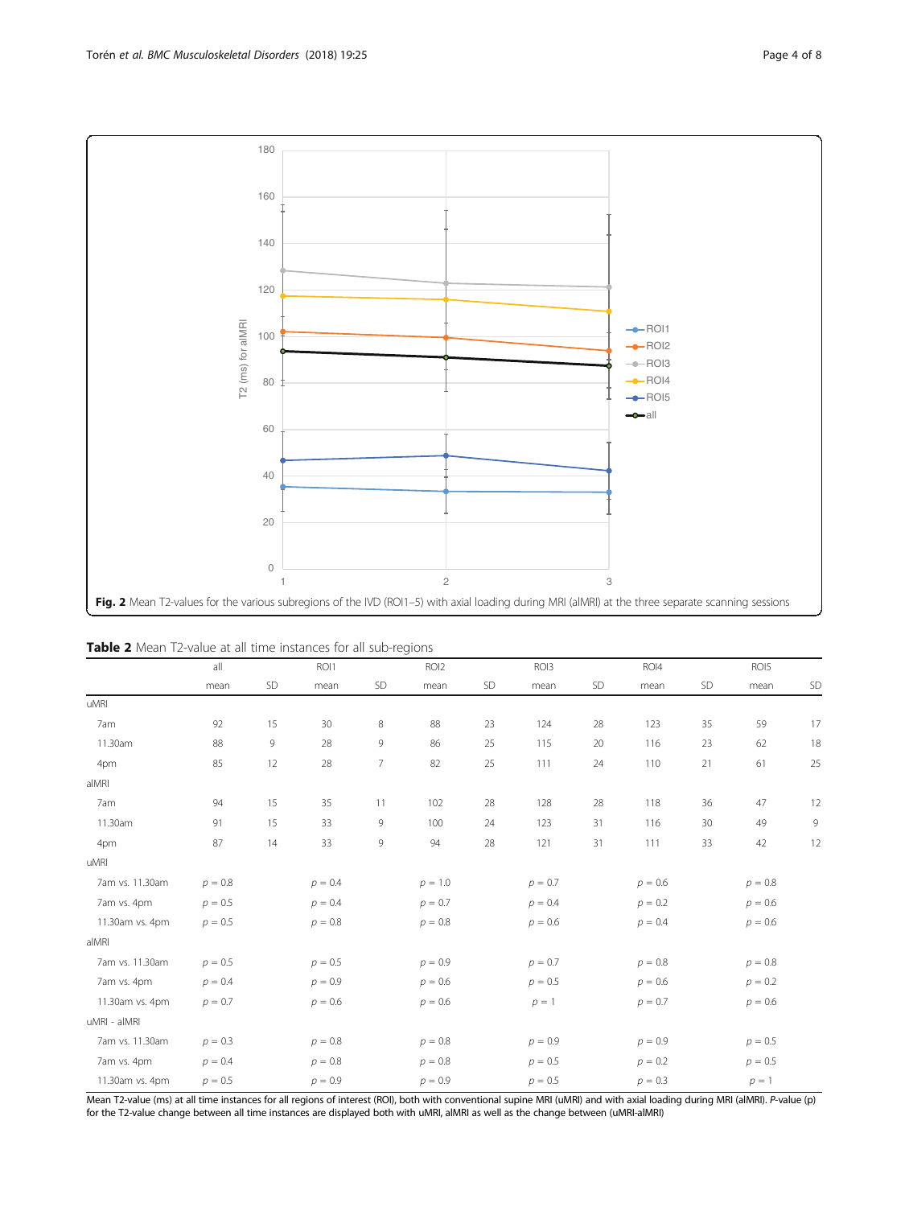**Fig. 2** Mean T2-values for the various subregions of the IVD (ROI1–5) with axial loading during MRI (alMRI) at the three separate scanning sessions

**Table 2** Mean T2-value at all time instances for all sub-regions

| | all | | ROI1 | | ROI2 | | ROI3 | | ROI4 | | ROI5 | |
|---|---|---|---|---|---|---|---|---|---|---|---|---|
| | mean | SD | mean | SD | mean | SD | mean | SD | mean | SD | mean | SD |
| uMRI | | | | | | | | | | | | |
| 7am | 92 | 15 | 30 | 8 | 88 | 23 | 124 | 28 | 123 | 35 | 59 | 17 |
| 11.30am | 88 | 9 | 28 | 9 | 86 | 25 | 115 | 20 | 116 | 23 | 62 | 18 |
| 4pm | 85 | 12 | 28 | 7 | 82 | 25 | 111 | 24 | 110 | 21 | 61 | 25 |
| alMRI | | | | | | | | | | | | |
| 7am | 94 | 15 | 35 | 11 | 102 | 28 | 128 | 28 | 118 | 36 | 47 | 12 |
| 11.30am | 91 | 15 | 33 | 9 | 100 | 24 | 123 | 31 | 116 | 30 | 49 | 9 |
| 4pm | 87 | 14 | 33 | 9 | 94 | 28 | 121 | 31 | 111 | 33 | 42 | 12 |
| uMRI | | | | | | | | | | | | |
| 7am vs. 11.30am | $p = 0.8$ | | $p = 0.4$ | | $p = 1.0$ | | $p = 0.7$ | | $p = 0.6$ | | $p = 0.8$ | |
| 7am vs. 4pm | $p = 0.5$ | | $p = 0.4$ | | $p = 0.7$ | | $p = 0.4$ | | $p = 0.2$ | | $p = 0.6$ | |
| 11.30am vs. 4pm | $p = 0.5$ | | $p = 0.8$ | | $p = 0.8$ | | $p = 0.6$ | | $p = 0.4$ | | $p = 0.6$ | |
| alMRI | | | | | | | | | | | | |
| 7am vs. 11.30am | $p = 0.5$ | | $p = 0.5$ | | $p = 0.9$ | | $p = 0.7$ | | $p = 0.8$ | | $p = 0.8$ | |
| 7am vs. 4pm | $p = 0.4$ | | $p = 0.9$ | | $p = 0.6$ | | $p = 0.5$ | | $p = 0.6$ | | $p = 0.2$ | |
| 11.30am vs. 4pm | $p = 0.7$ | | $p = 0.6$ | | $p = 0.6$ | | $p = 1$ | | $p = 0.7$ | | $p = 0.6$ | |
| uMRI - alMRI | | | | | | | | | | | | |
| 7am vs. 11.30am | $p = 0.3$ | | $p = 0.8$ | | $p = 0.8$ | | $p = 0.9$ | | $p = 0.9$ | | $p = 0.5$ | |
| 7am vs. 4pm | $p = 0.4$ | | $p = 0.8$ | | $p = 0.8$ | | $p = 0.5$ | | $p = 0.2$ | | $p = 0.5$ | |
| 11.30am vs. 4pm | $p = 0.5$ | | $p = 0.9$ | | $p = 0.9$ | | $p = 0.5$ | | $p = 0.3$ | | $p = 1$ | |

Mean T2-value (ms) at all time instances for all regions of interest (ROI), both with conventional supine MRI (uMRI) and with axial loading during MRI (alMRI). *P*-value (p) for the T2-value change between all time instances are displayed both with uMRI, alMRI as well as the change between (uMRI-alMRI)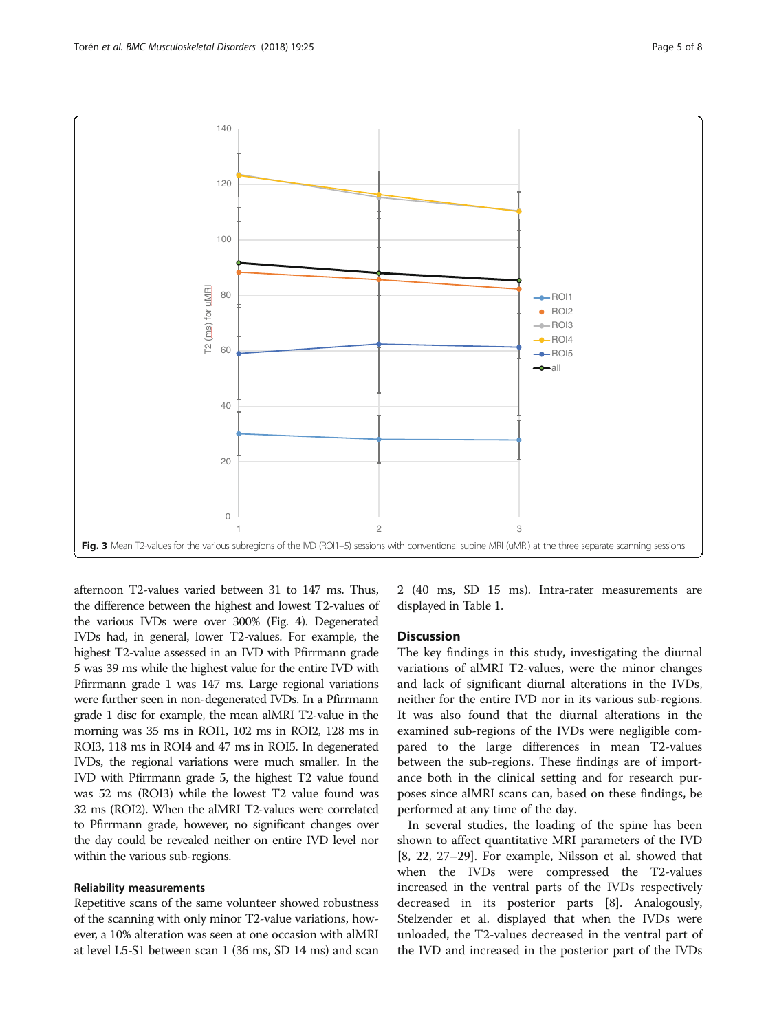Fig. 3 Mean T2-values for the various subregions of the IVD (ROI1–5) sessions with conventional supine MRI (uMRI) at the three separate scanning sessions

afternoon T2-values varied between 31 to 147 ms. Thus, the difference between the highest and lowest T2-values of the various IVDs were over 300% (Fig. 4). Degenerated IVDs had, in general, lower T2-values. For example, the highest T2-value assessed in an IVD with Pfirrmann grade 5 was 39 ms while the highest value for the entire IVD with Pfirrmann grade 1 was 147 ms. Large regional variations were further seen in non-degenerated IVDs. In a Pfirrmann grade 1 disc for example, the mean alMRI T2-value in the morning was 35 ms in ROI1, 102 ms in ROI2, 128 ms in ROI3, 118 ms in ROI4 and 47 ms in ROI5. In degenerated IVDs, the regional variations were much smaller. In the IVD with Pfirrmann grade 5, the highest T2 value found was 52 ms (ROI3) while the lowest T2 value found was 32 ms (ROI2). When the alMRI T2-values were correlated to Pfirrmann grade, however, no significant changes over the day could be revealed neither on entire IVD level nor within the various sub-regions.

### Reliability measurements

Repetitive scans of the same volunteer showed robustness of the scanning with only minor T2-value variations, however, a 10% alteration was seen at one occasion with alMRI at level L5-S1 between scan 1 (36 ms, SD 14 ms) and scan 2 (40 ms, SD 15 ms). Intra-rater measurements are displayed in Table 1.

## Discussion

The key findings in this study, investigating the diurnal variations of alMRI T2-values, were the minor changes and lack of significant diurnal alterations in the IVDs, neither for the entire IVD nor in its various sub-regions. It was also found that the diurnal alterations in the examined sub-regions of the IVDs were negligible compared to the large differences in mean T2-values between the sub-regions. These findings are of importance both in the clinical setting and for research purposes since alMRI scans can, based on these findings, be performed at any time of the day.

In several studies, the loading of the spine has been shown to affect quantitative MRI parameters of the IVD [8, 22, 27–29]. For example, Nilsson et al. showed that when the IVDs were compressed the T2-values increased in the ventral parts of the IVDs respectively decreased in its posterior parts [8]. Analogously, Stelzender et al. displayed that when the IVDs were unloaded, the T2-values decreased in the ventral part of the IVD and increased in the posterior part of the IVDs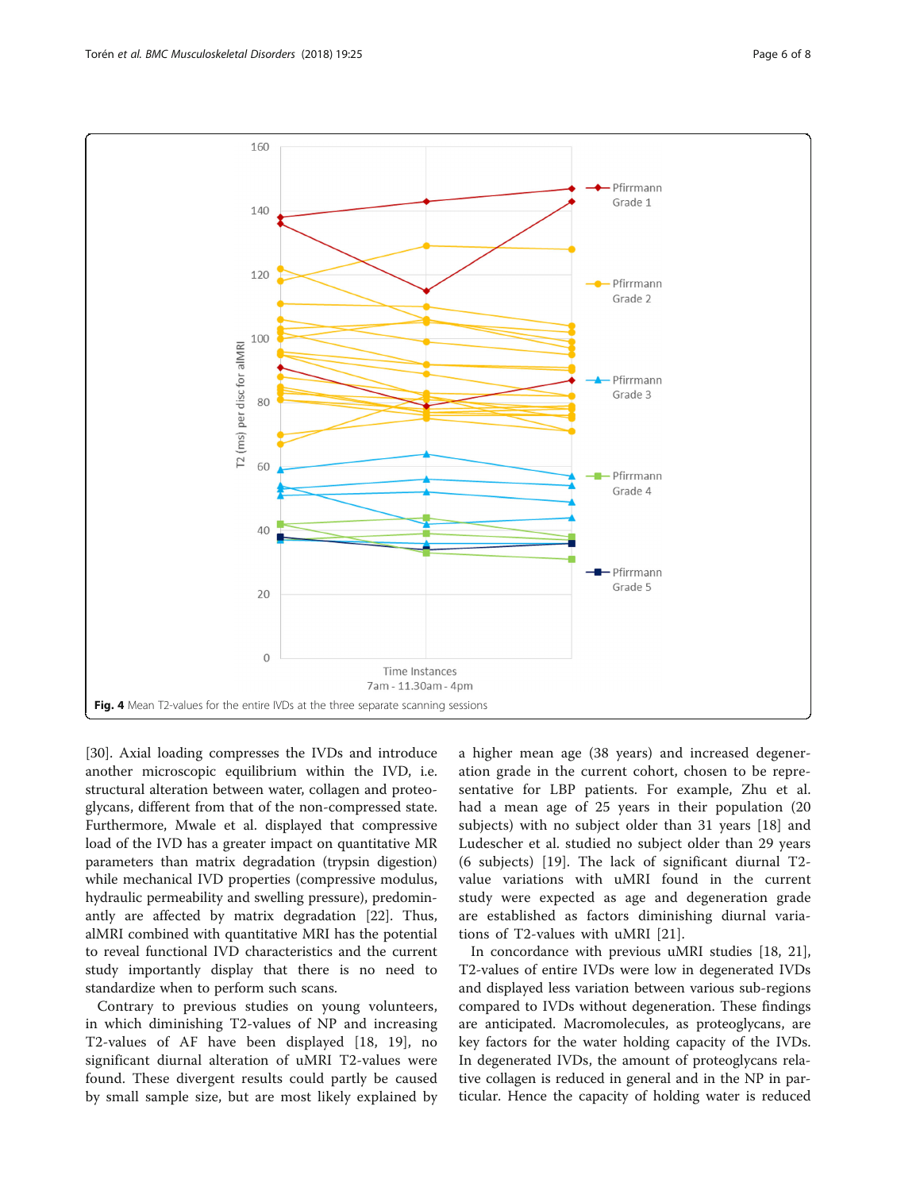Fig. 4 Mean T2-values for the entire IVDs at the three separate scanning sessions

[30]. Axial loading compresses the IVDs and introduce another microscopic equilibrium within the IVD, i.e. structural alteration between water, collagen and proteoglycans, different from that of the non-compressed state. Furthermore, Mwale et al. displayed that compressive load of the IVD has a greater impact on quantitative MR parameters than matrix degradation (trypsin digestion) while mechanical IVD properties (compressive modulus, hydraulic permeability and swelling pressure), predominantly are affected by matrix degradation [22]. Thus, alMRI combined with quantitative MRI has the potential to reveal functional IVD characteristics and the current study importantly display that there is no need to standardize when to perform such scans.

Contrary to previous studies on young volunteers, in which diminishing T2-values of NP and increasing T2-values of AF have been displayed [18, 19], no significant diurnal alteration of uMRI T2-values were found. These divergent results could partly be caused by small sample size, but are most likely explained by a higher mean age (38 years) and increased degeneration grade in the current cohort, chosen to be representative for LBP patients. For example, Zhu et al. had a mean age of 25 years in their population (20 subjects) with no subject older than 31 years [18] and Ludescher et al. studied no subject older than 29 years (6 subjects) [19]. The lack of significant diurnal T2-value variations with uMRI found in the current study were expected as age and degeneration grade are established as factors diminishing diurnal variations of T2-values with uMRI [21].

In concordance with previous uMRI studies [18, 21], T2-values of entire IVDs were low in degenerated IVDs and displayed less variation between various sub-regions compared to IVDs without degeneration. These findings are anticipated. Macromolecules, as proteoglycans, are key factors for the water holding capacity of the IVDs. In degenerated IVDs, the amount of proteoglycans relative collagen is reduced in general and in the NP in particular. Hence the capacity of holding water is reduced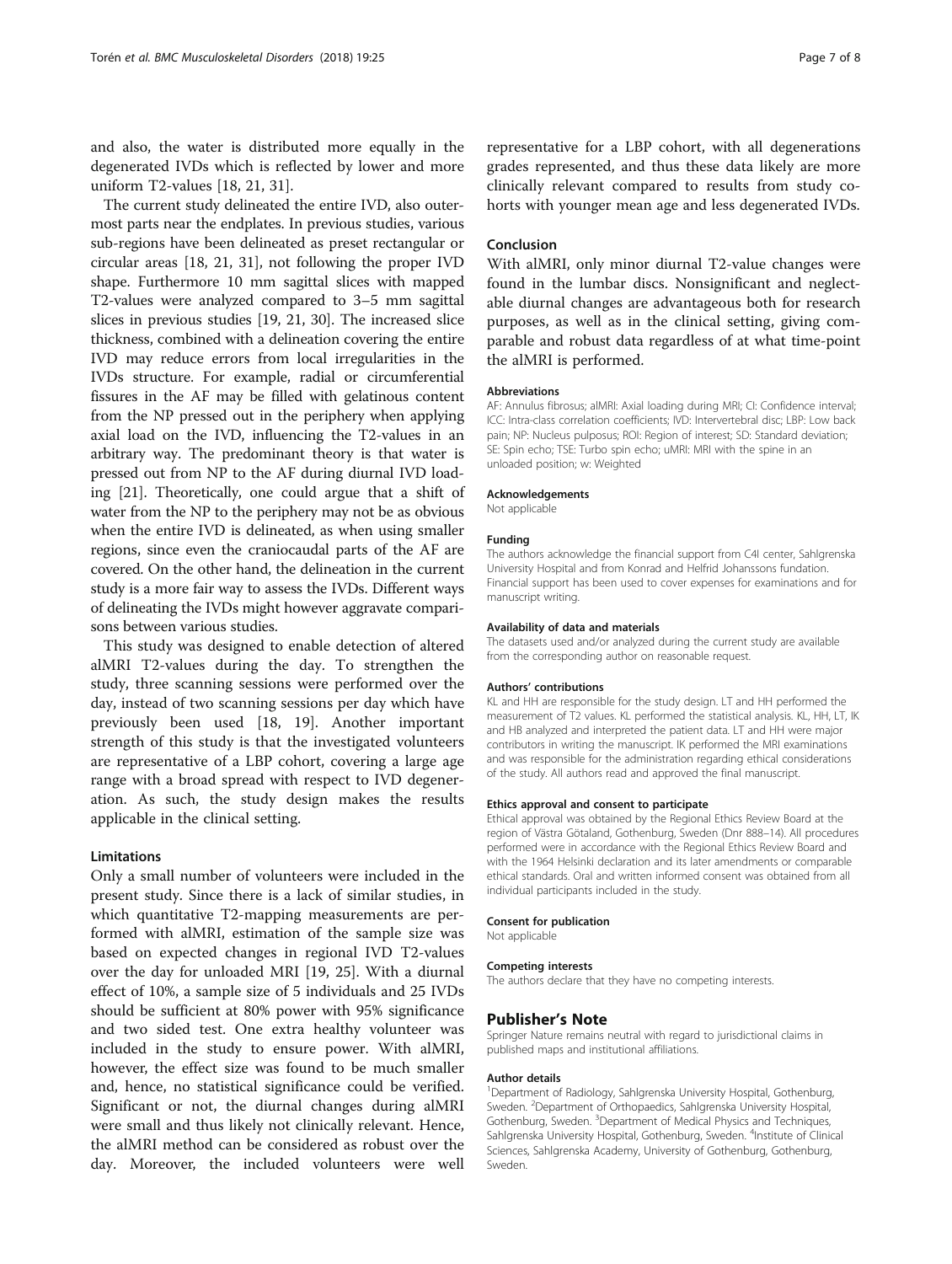and also, the water is distributed more equally in the degenerated IVDs which is reflected by lower and more uniform T2-values [18, 21, 31].

The current study delineated the entire IVD, also outermost parts near the endplates. In previous studies, various sub-regions have been delineated as preset rectangular or circular areas [18, 21, 31], not following the proper IVD shape. Furthermore 10 mm sagittal slices with mapped T2-values were analyzed compared to 3–5 mm sagittal slices in previous studies [19, 21, 30]. The increased slice thickness, combined with a delineation covering the entire IVD may reduce errors from local irregularities in the IVDs structure. For example, radial or circumferential fissures in the AF may be filled with gelatinous content from the NP pressed out in the periphery when applying axial load on the IVD, influencing the T2-values in an arbitrary way. The predominant theory is that water is pressed out from NP to the AF during diurnal IVD loading [21]. Theoretically, one could argue that a shift of water from the NP to the periphery may not be as obvious when the entire IVD is delineated, as when using smaller regions, since even the craniocaudal parts of the AF are covered. On the other hand, the delineation in the current study is a more fair way to assess the IVDs. Different ways of delineating the IVDs might however aggravate comparisons between various studies.

This study was designed to enable detection of altered alMRI T2-values during the day. To strengthen the study, three scanning sessions were performed over the day, instead of two scanning sessions per day which have previously been used [18, 19]. Another important strength of this study is that the investigated volunteers are representative of a LBP cohort, covering a large age range with a broad spread with respect to IVD degeneration. As such, the study design makes the results applicable in the clinical setting.

## Limitations

Only a small number of volunteers were included in the present study. Since there is a lack of similar studies, in which quantitative T2-mapping measurements are performed with alMRI, estimation of the sample size was based on expected changes in regional IVD T2-values over the day for unloaded MRI [19, 25]. With a diurnal effect of 10%, a sample size of 5 individuals and 25 IVDs should be sufficient at 80% power with 95% significance and two sided test. One extra healthy volunteer was included in the study to ensure power. With alMRI, however, the effect size was found to be much smaller and, hence, no statistical significance could be verified. Significant or not, the diurnal changes during alMRI were small and thus likely not clinically relevant. Hence, the alMRI method can be considered as robust over the day. Moreover, the included volunteers were well representative for a LBP cohort, with all degenerations grades represented, and thus these data likely are more clinically relevant compared to results from study cohorts with younger mean age and less degenerated IVDs.

## Conclusion

With alMRI, only minor diurnal T2-value changes were found in the lumbar discs. Nonsignificant and neglectable diurnal changes are advantageous both for research purposes, as well as in the clinical setting, giving comparable and robust data regardless of at what time-point the alMRI is performed.

#### Abbreviations

AF: Annulus fibrosus; alMRI: Axial loading during MRI; CI: Confidence interval; ICC: Intra-class correlation coefficients; IVD: Intervertebral disc; LBP: Low back pain; NP: Nucleus pulposus; ROI: Region of interest; SD: Standard deviation; SE: Spin echo; TSE: Turbo spin echo; uMRI: MRI with the spine in an unloaded position; w: Weighted

#### Acknowledgements

Not applicable

#### Funding

The authors acknowledge the financial support from C4I center, Sahlgrenska University Hospital and from Konrad and Helfrid Johanssons fundation. Financial support has been used to cover expenses for examinations and for manuscript writing.

#### Availability of data and materials

The datasets used and/or analyzed during the current study are available from the corresponding author on reasonable request.

#### Authors' contributions

KL and HH are responsible for the study design. LT and HH performed the measurement of T2 values. KL performed the statistical analysis. KL, HH, LT, IK and HB analyzed and interpreted the patient data. LT and HH were major contributors in writing the manuscript. IK performed the MRI examinations and was responsible for the administration regarding ethical considerations of the study. All authors read and approved the final manuscript.

#### Ethics approval and consent to participate

Ethical approval was obtained by the Regional Ethics Review Board at the region of Västra Götaland, Gothenburg, Sweden (Dnr 888–14). All procedures performed were in accordance with the Regional Ethics Review Board and with the 1964 Helsinki declaration and its later amendments or comparable ethical standards. Oral and written informed consent was obtained from all individual participants included in the study.

#### Consent for publication

Not applicable

#### Competing interests

The authors declare that they have no competing interests.

## Publisher's Note

Springer Nature remains neutral with regard to jurisdictional claims in published maps and institutional affiliations.

#### Author details

[1]Department of Radiology, Sahlgrenska University Hospital, Gothenburg, Sweden. [2]Department of Orthopaedics, Sahlgrenska University Hospital, Gothenburg, Sweden. [3]Department of Medical Physics and Techniques, Sahlgrenska University Hospital, Gothenburg, Sweden. [4]Institute of Clinical Sciences, Sahlgrenska Academy, University of Gothenburg, Gothenburg, Sweden.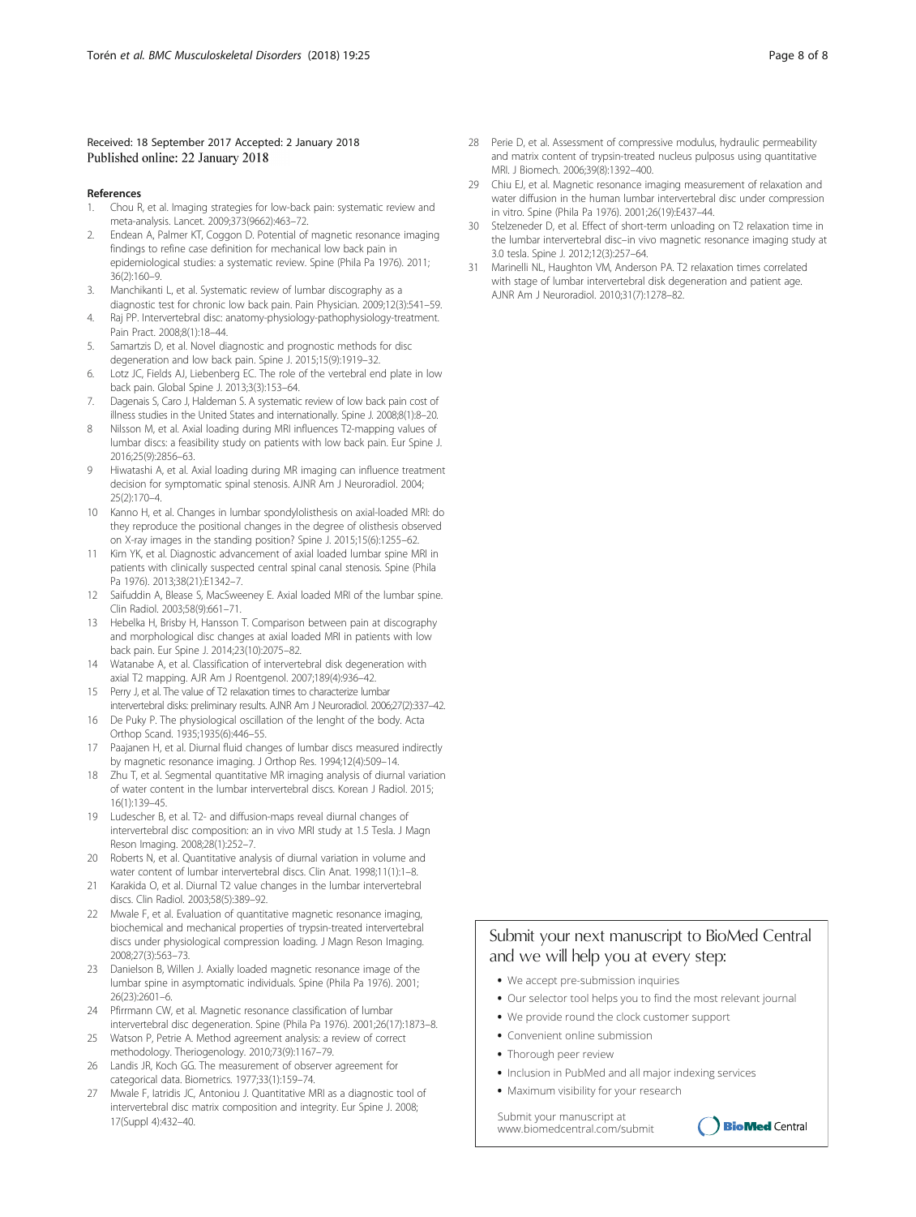Received: 18 September 2017 Accepted: 2 January 2018
Published online: 22 January 2018

## References

1. Chou R, et al. Imaging strategies for low-back pain: systematic review and meta-analysis. Lancet. 2009;373(9662):463–72.
2. Endean A, Palmer KT, Coggon D. Potential of magnetic resonance imaging findings to refine case definition for mechanical low back pain in epidemiological studies: a systematic review. Spine (Phila Pa 1976). 2011; 36(2):160–9.
3. Manchikanti L, et al. Systematic review of lumbar discography as a diagnostic test for chronic low back pain. Pain Physician. 2009;12(3):541–59.
4. Raj PP. Intervertebral disc: anatomy-physiology-pathophysiology-treatment. Pain Pract. 2008;8(1):18–44.
5. Samartzis D, et al. Novel diagnostic and prognostic methods for disc degeneration and low back pain. Spine J. 2015;15(9):1919–32.
6. Lotz JC, Fields AJ, Liebenberg EC. The role of the vertebral end plate in low back pain. Global Spine J. 2013;3(3):153–64.
7. Dagenais S, Caro J, Haldeman S. A systematic review of low back pain cost of illness studies in the United States and internationally. Spine J. 2008;8(1):8–20.
8. Nilsson M, et al. Axial loading during MRI influences T2-mapping values of lumbar discs: a feasibility study on patients with low back pain. Eur Spine J. 2016;25(9):2856–63.
9. Hiwatashi A, et al. Axial loading during MR imaging can influence treatment decision for symptomatic spinal stenosis. AJNR Am J Neuroradiol. 2004; 25(2):170–4.
10. Kanno H, et al. Changes in lumbar spondylolisthesis on axial-loaded MRI: do they reproduce the positional changes in the degree of olisthesis observed on X-ray images in the standing position? Spine J. 2015;15(6):1255–62.
11. Kim YK, et al. Diagnostic advancement of axial loaded lumbar spine MRI in patients with clinically suspected central spinal canal stenosis. Spine (Phila Pa 1976). 2013;38(21):E1342–7.
12. Saifuddin A, Blease S, MacSweeney E. Axial loaded MRI of the lumbar spine. Clin Radiol. 2003;58(9):661–71.
13. Hebelka H, Brisby H, Hansson T. Comparison between pain at discography and morphological disc changes at axial loaded MRI in patients with low back pain. Eur Spine J. 2014;23(10):2075–82.
14. Watanabe A, et al. Classification of intervertebral disk degeneration with axial T2 mapping. AJR Am J Roentgenol. 2007;189(4):936–42.
15. Perry J, et al. The value of T2 relaxation times to characterize lumbar intervertebral disks: preliminary results. AJNR Am J Neuroradiol. 2006;27(2):337–42.
16. De Puky P. The physiological oscillation of the lenght of the body. Acta Orthop Scand. 1935;1935(6):446–55.
17. Paajanen H, et al. Diurnal fluid changes of lumbar discs measured indirectly by magnetic resonance imaging. J Orthop Res. 1994;12(4):509–14.
18. Zhu T, et al. Segmental quantitative MR imaging analysis of diurnal variation of water content in the lumbar intervertebral discs. Korean J Radiol. 2015; 16(1):139–45.
19. Ludescher B, et al. T2- and diffusion-maps reveal diurnal changes of intervertebral disc composition: an in vivo MRI study at 1.5 Tesla. J Magn Reson Imaging. 2008;28(1):252–7.
20. Roberts N, et al. Quantitative analysis of diurnal variation in volume and water content of lumbar intervertebral discs. Clin Anat. 1998;11(1):1–8.
21. Karakida O, et al. Diurnal T2 value changes in the lumbar intervertebral discs. Clin Radiol. 2003;58(5):389–92.
22. Mwale F, et al. Evaluation of quantitative magnetic resonance imaging, biochemical and mechanical properties of trypsin-treated intervertebral discs under physiological compression loading. J Magn Reson Imaging. 2008;27(3):563–73.
23. Danielson B, Willen J. Axially loaded magnetic resonance image of the lumbar spine in asymptomatic individuals. Spine (Phila Pa 1976). 2001; 26(23):2601–6.
24. Pfirrmann CW, et al. Magnetic resonance classification of lumbar intervertebral disc degeneration. Spine (Phila Pa 1976). 2001;26(17):1873–8.
25. Watson P, Petrie A. Method agreement analysis: a review of correct methodology. Theriogenology. 2010;73(9):1167–79.
26. Landis JR, Koch GG. The measurement of observer agreement for categorical data. Biometrics. 1977;33(1):159–74.
27. Mwale F, Iatridis JC, Antoniou J. Quantitative MRI as a diagnostic tool of intervertebral disc matrix composition and integrity. Eur Spine J. 2008; 17(Suppl 4):432–40.
28. Perie D, et al. Assessment of compressive modulus, hydraulic permeability and matrix content of trypsin-treated nucleus pulposus using quantitative MRI. J Biomech. 2006;39(8):1392–400.
29. Chiu EJ, et al. Magnetic resonance imaging measurement of relaxation and water diffusion in the human lumbar intervertebral disc under compression in vitro. Spine (Phila Pa 1976). 2001;26(19):E437–44.
30. Stelzeneder D, et al. Effect of short-term unloading on T2 relaxation time in the lumbar intervertebral disc–in vivo magnetic resonance imaging study at 3.0 tesla. Spine J. 2012;12(3):257–64.
31. Marinelli NL, Haughton VM, Anderson PA. T2 relaxation times correlated with stage of lumbar intervertebral disk degeneration and patient age. AJNR Am J Neuroradiol. 2010;31(7):1278–82.

Submit your next manuscript to BioMed Central and we will help you at every step:

- We accept pre-submission inquiries
- Our selector tool helps you to find the most relevant journal
- We provide round the clock customer support
- Convenient online submission
- Thorough peer review
- Inclusion in PubMed and all major indexing services
- Maximum visibility for your research

Submit your manuscript at www.biomedcentral.com/submit

BioMed Central